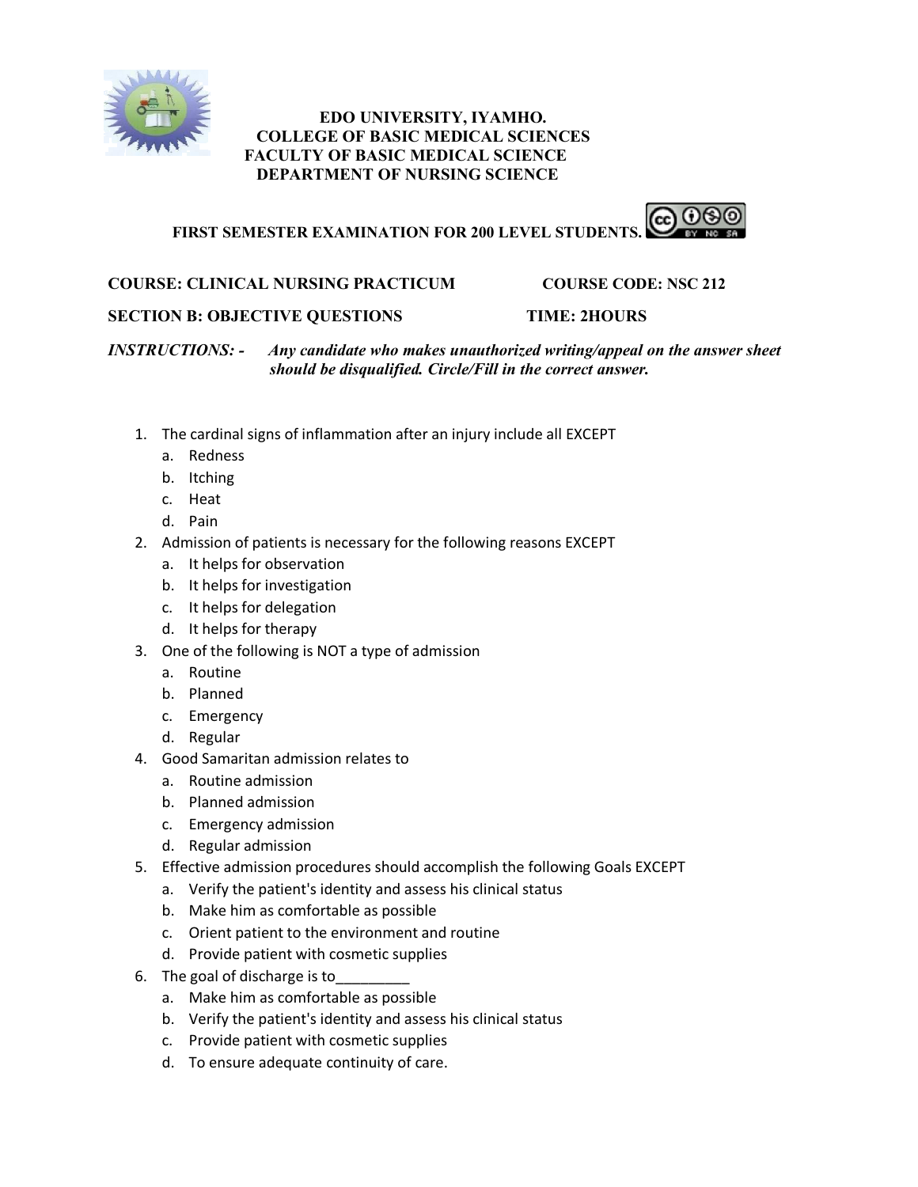# EDO UNIVERSITY, IYAMHO.
## COLLEGE OF BASIC MEDICAL SCIENCES
## FACULTY OF BASIC MEDICAL SCIENCE
## DEPARTMENT OF NURSING SCIENCE

**FIRST SEMESTER EXAMINATION FOR 200 LEVEL STUDENTS.**

**COURSE: CLINICAL NURSING PRACTICUM** **COURSE CODE: NSC 212**

**SECTION B: OBJECTIVE QUESTIONS** **TIME: 2HOURS**

***INSTRUCTIONS: -*** ***Any candidate who makes unauthorized writing/appeal on the answer sheet should be disqualified. Circle/Fill in the correct answer.***

1. The cardinal signs of inflammation after an injury include all EXCEPT
   a. Redness
   b. Itching
   c. Heat
   d. Pain
2. Admission of patients is necessary for the following reasons EXCEPT
   a. It helps for observation
   b. It helps for investigation
   c. It helps for delegation
   d. It helps for therapy
3. One of the following is NOT a type of admission
   a. Routine
   b. Planned
   c. Emergency
   d. Regular
4. Good Samaritan admission relates to
   a. Routine admission
   b. Planned admission
   c. Emergency admission
   d. Regular admission
5. Effective admission procedures should accomplish the following Goals EXCEPT
   a. Verify the patient's identity and assess his clinical status
   b. Make him as comfortable as possible
   c. Orient patient to the environment and routine
   d. Provide patient with cosmetic supplies
6. The goal of discharge is to_________
   a. Make him as comfortable as possible
   b. Verify the patient's identity and assess his clinical status
   c. Provide patient with cosmetic supplies
   d. To ensure adequate continuity of care.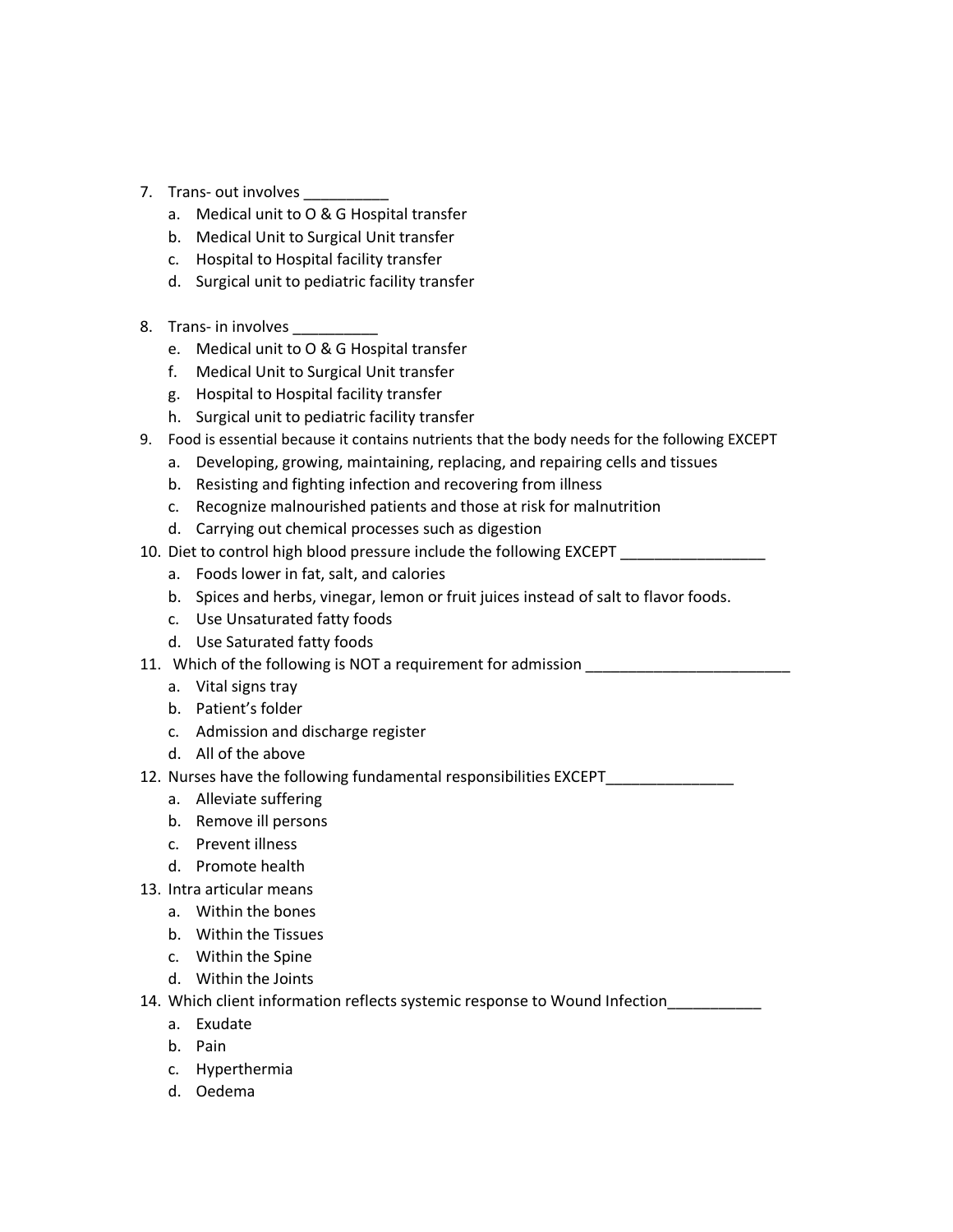7. Trans- out involves __________
   a. Medical unit to O & G Hospital transfer
   b. Medical Unit to Surgical Unit transfer
   c. Hospital to Hospital facility transfer
   d. Surgical unit to pediatric facility transfer

8. Trans- in involves __________
   e. Medical unit to O & G Hospital transfer
   f. Medical Unit to Surgical Unit transfer
   g. Hospital to Hospital facility transfer
   h. Surgical unit to pediatric facility transfer
9. Food is essential because it contains nutrients that the body needs for the following EXCEPT
   a. Developing, growing, maintaining, replacing, and repairing cells and tissues
   b. Resisting and fighting infection and recovering from illness
   c. Recognize malnourished patients and those at risk for malnutrition
   d. Carrying out chemical processes such as digestion
10. Diet to control high blood pressure include the following EXCEPT _________________
    a. Foods lower in fat, salt, and calories
    b. Spices and herbs, vinegar, lemon or fruit juices instead of salt to flavor foods.
    c. Use Unsaturated fatty foods
    d. Use Saturated fatty foods
11. Which of the following is NOT a requirement for admission ________________________
    a. Vital signs tray
    b. Patient's folder
    c. Admission and discharge register
    d. All of the above
12. Nurses have the following fundamental responsibilities EXCEPT_______________
    a. Alleviate suffering
    b. Remove ill persons
    c. Prevent illness
    d. Promote health
13. Intra articular means
    a. Within the bones
    b. Within the Tissues
    c. Within the Spine
    d. Within the Joints
14. Which client information reflects systemic response to Wound Infection___________
    a. Exudate
    b. Pain
    c. Hyperthermia
    d. Oedema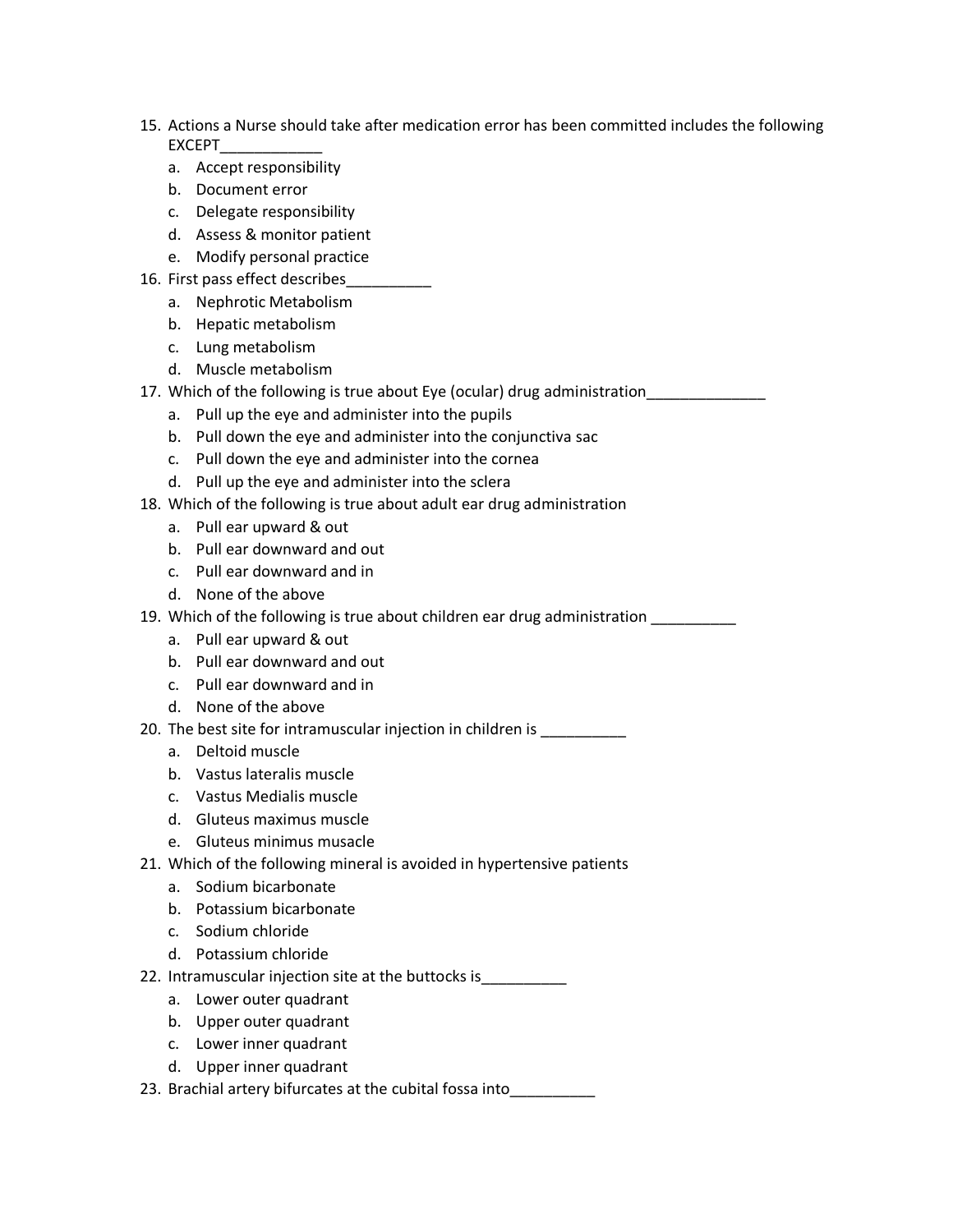15. Actions a Nurse should take after medication error has been committed includes the following EXCEPT____________
    a. Accept responsibility
    b. Document error
    c. Delegate responsibility
    d. Assess & monitor patient
    e. Modify personal practice
16. First pass effect describes__________
    a. Nephrotic Metabolism
    b. Hepatic metabolism
    c. Lung metabolism
    d. Muscle metabolism
17. Which of the following is true about Eye (ocular) drug administration______________
    a. Pull up the eye and administer into the pupils
    b. Pull down the eye and administer into the conjunctiva sac
    c. Pull down the eye and administer into the cornea
    d. Pull up the eye and administer into the sclera
18. Which of the following is true about adult ear drug administration
    a. Pull ear upward & out
    b. Pull ear downward and out
    c. Pull ear downward and in
    d. None of the above
19. Which of the following is true about children ear drug administration __________
    a. Pull ear upward & out
    b. Pull ear downward and out
    c. Pull ear downward and in
    d. None of the above
20. The best site for intramuscular injection in children is __________
    a. Deltoid muscle
    b. Vastus lateralis muscle
    c. Vastus Medialis muscle
    d. Gluteus maximus muscle
    e. Gluteus minimus musacle
21. Which of the following mineral is avoided in hypertensive patients
    a. Sodium bicarbonate
    b. Potassium bicarbonate
    c. Sodium chloride
    d. Potassium chloride
22. Intramuscular injection site at the buttocks is__________
    a. Lower outer quadrant
    b. Upper outer quadrant
    c. Lower inner quadrant
    d. Upper inner quadrant
23. Brachial artery bifurcates at the cubital fossa into__________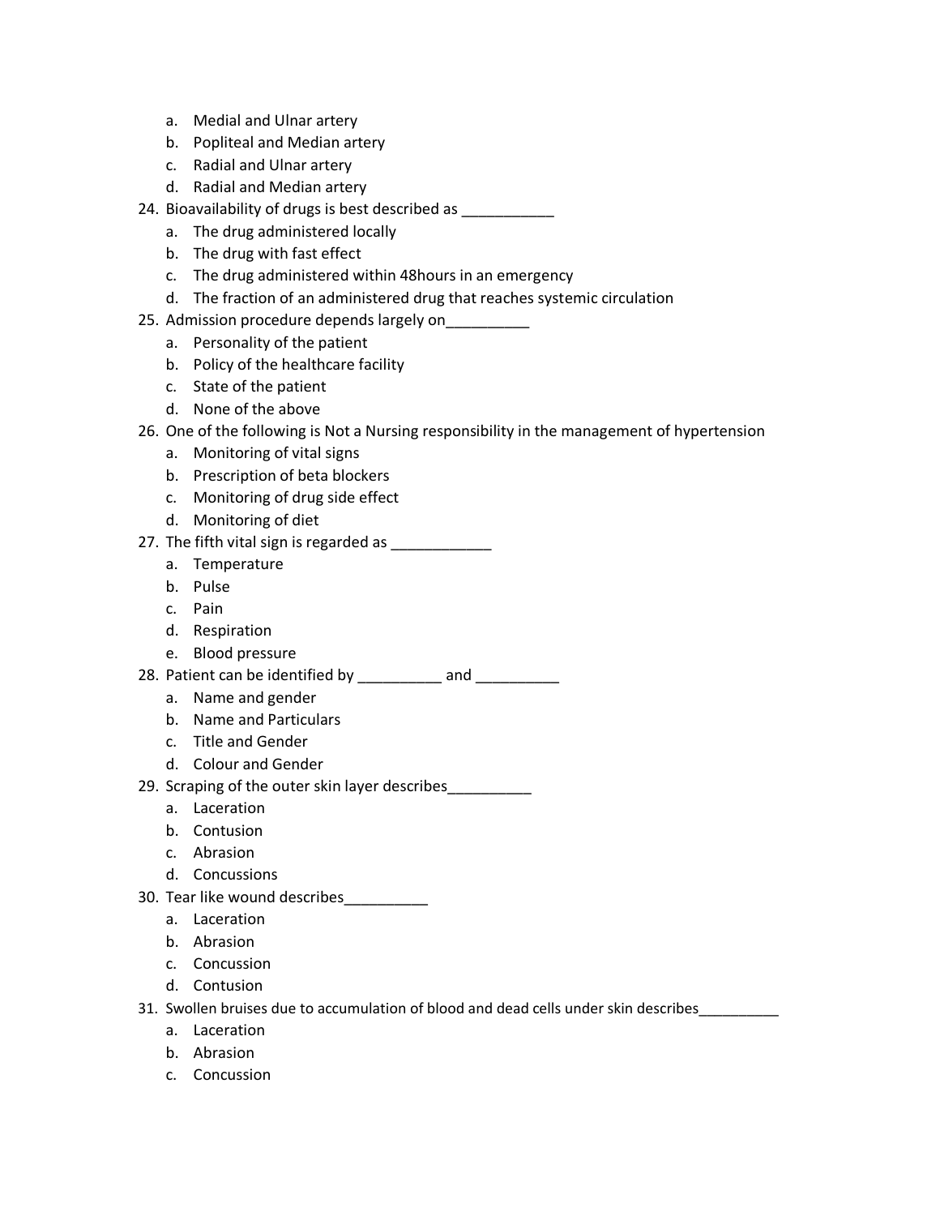a. Medial and Ulnar artery
   b. Popliteal and Median artery
   c. Radial and Ulnar artery
   d. Radial and Median artery

24. Bioavailability of drugs is best described as ___________
   a. The drug administered locally
   b. The drug with fast effect
   c. The drug administered within 48hours in an emergency
   d. The fraction of an administered drug that reaches systemic circulation
25. Admission procedure depends largely on__________
   a. Personality of the patient
   b. Policy of the healthcare facility
   c. State of the patient
   d. None of the above
26. One of the following is Not a Nursing responsibility in the management of hypertension
   a. Monitoring of vital signs
   b. Prescription of beta blockers
   c. Monitoring of drug side effect
   d. Monitoring of diet
27. The fifth vital sign is regarded as ____________
   a. Temperature
   b. Pulse
   c. Pain
   d. Respiration
   e. Blood pressure
28. Patient can be identified by __________ and __________
   a. Name and gender
   b. Name and Particulars
   c. Title and Gender
   d. Colour and Gender
29. Scraping of the outer skin layer describes__________
   a. Laceration
   b. Contusion
   c. Abrasion
   d. Concussions
30. Tear like wound describes__________
   a. Laceration
   b. Abrasion
   c. Concussion
   d. Contusion
31. Swollen bruises due to accumulation of blood and dead cells under skin describes__________
   a. Laceration
   b. Abrasion
   c. Concussion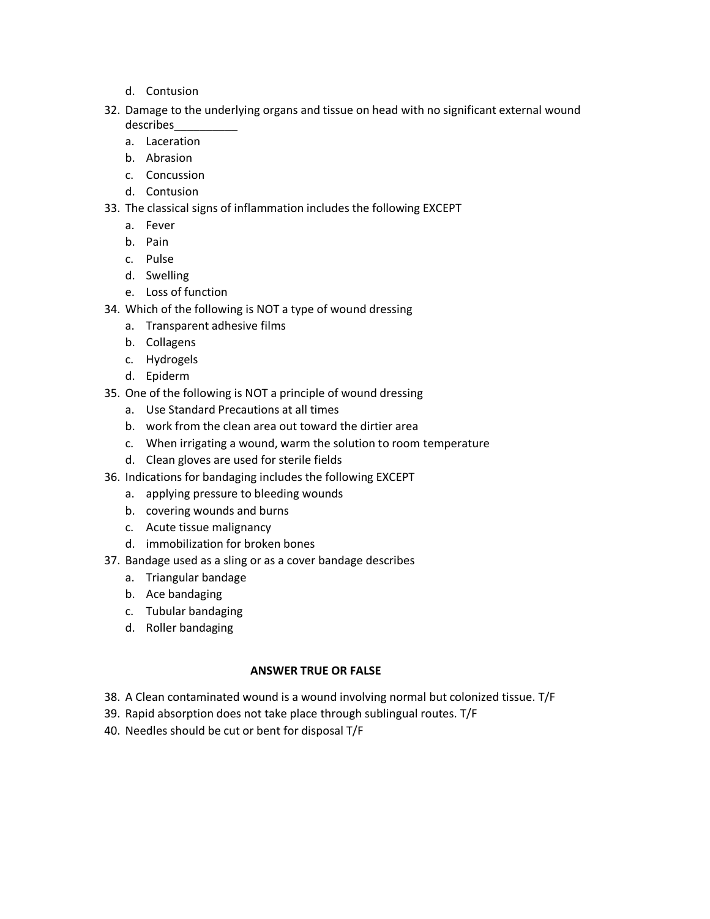d. Contusion

32. Damage to the underlying organs and tissue on head with no significant external wound describes__________
    a. Laceration
    b. Abrasion
    c. Concussion
    d. Contusion
33. The classical signs of inflammation includes the following EXCEPT
    a. Fever
    b. Pain
    c. Pulse
    d. Swelling
    e. Loss of function
34. Which of the following is NOT a type of wound dressing
    a. Transparent adhesive films
    b. Collagens
    c. Hydrogels
    d. Epiderm
35. One of the following is NOT a principle of wound dressing
    a. Use Standard Precautions at all times
    b. work from the clean area out toward the dirtier area
    c. When irrigating a wound, warm the solution to room temperature
    d. Clean gloves are used for sterile fields
36. Indications for bandaging includes the following EXCEPT
    a. applying pressure to bleeding wounds
    b. covering wounds and burns
    c. Acute tissue malignancy
    d. immobilization for broken bones
37. Bandage used as a sling or as a cover bandage describes
    a. Triangular bandage
    b. Ace bandaging
    c. Tubular bandaging
    d. Roller bandaging

**ANSWER TRUE OR FALSE**

38. A Clean contaminated wound is a wound involving normal but colonized tissue. T/F
39. Rapid absorption does not take place through sublingual routes. T/F
40. Needles should be cut or bent for disposal T/F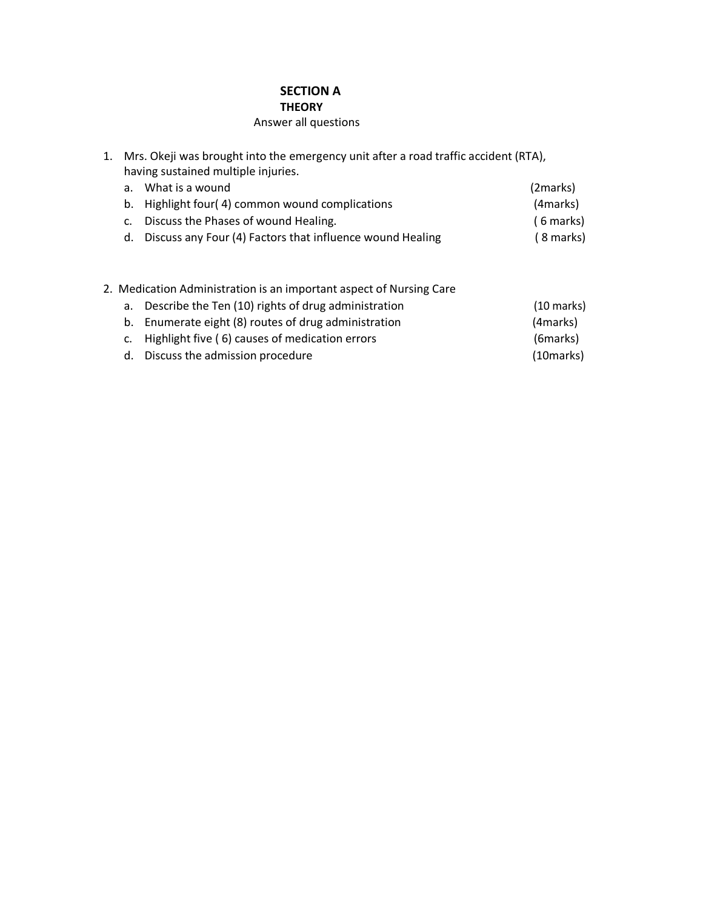**SECTION A**

**THEORY**

Answer all questions

1. Mrs. Okeji was brought into the emergency unit after a road traffic accident (RTA), having sustained multiple injuries.
   a. What is a wound (2marks)
   b. Highlight four( 4) common wound complications (4marks)
   c. Discuss the Phases of wound Healing. ( 6 marks)
   d. Discuss any Four (4) Factors that influence wound Healing ( 8 marks)

2. Medication Administration is an important aspect of Nursing Care
   a. Describe the Ten (10) rights of drug administration (10 marks)
   b. Enumerate eight (8) routes of drug administration (4marks)
   c. Highlight five ( 6) causes of medication errors (6marks)
   d. Discuss the admission procedure (10marks)